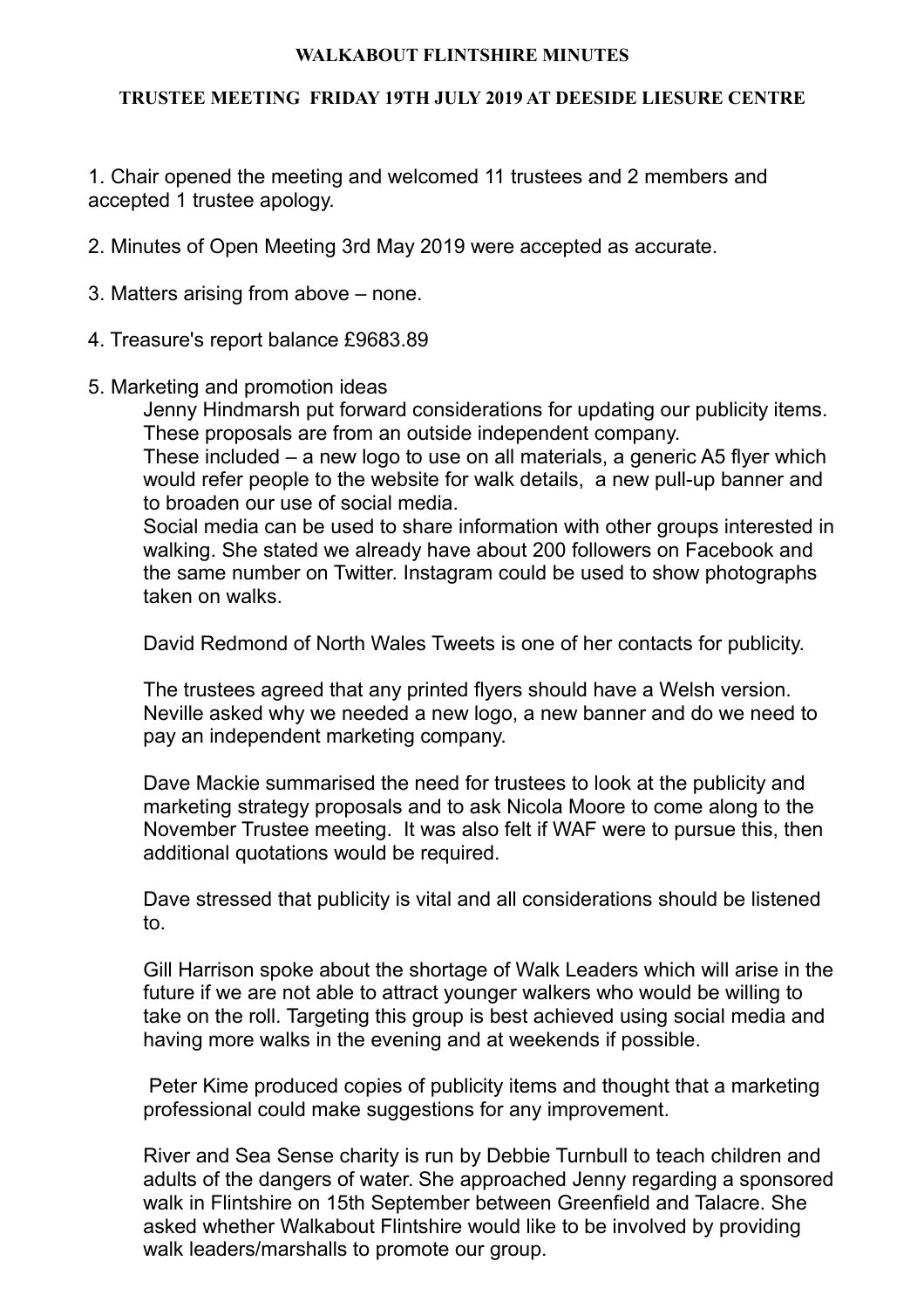**WALKABOUT FLINTSHIRE MINUTES**

**TRUSTEE MEETING FRIDAY 19TH JULY 2019 AT DEESIDE LIESURE CENTRE**

1. Chair opened the meeting and welcomed 11 trustees and 2 members and accepted 1 trustee apology.

2. Minutes of Open Meeting 3rd May 2019 were accepted as accurate.

3. Matters arising from above – none.

4. Treasure's report balance £9683.89

5. Marketing and promotion ideas

   Jenny Hindmarsh put forward considerations for updating our publicity items. These proposals are from an outside independent company.
   These included – a new logo to use on all materials, a generic A5 flyer which would refer people to the website for walk details, a new pull-up banner and to broaden our use of social media.
   Social media can be used to share information with other groups interested in walking. She stated we already have about 200 followers on Facebook and the same number on Twitter. Instagram could be used to show photographs taken on walks.

   David Redmond of North Wales Tweets is one of her contacts for publicity.

   The trustees agreed that any printed flyers should have a Welsh version. Neville asked why we needed a new logo, a new banner and do we need to pay an independent marketing company.

   Dave Mackie summarised the need for trustees to look at the publicity and marketing strategy proposals and to ask Nicola Moore to come along to the November Trustee meeting. It was also felt if WAF were to pursue this, then additional quotations would be required.

   Dave stressed that publicity is vital and all considerations should be listened to.

   Gill Harrison spoke about the shortage of Walk Leaders which will arise in the future if we are not able to attract younger walkers who would be willing to take on the roll. Targeting this group is best achieved using social media and having more walks in the evening and at weekends if possible.

   Peter Kime produced copies of publicity items and thought that a marketing professional could make suggestions for any improvement.

   River and Sea Sense charity is run by Debbie Turnbull to teach children and adults of the dangers of water. She approached Jenny regarding a sponsored walk in Flintshire on 15th September between Greenfield and Talacre. She asked whether Walkabout Flintshire would like to be involved by providing walk leaders/marshalls to promote our group.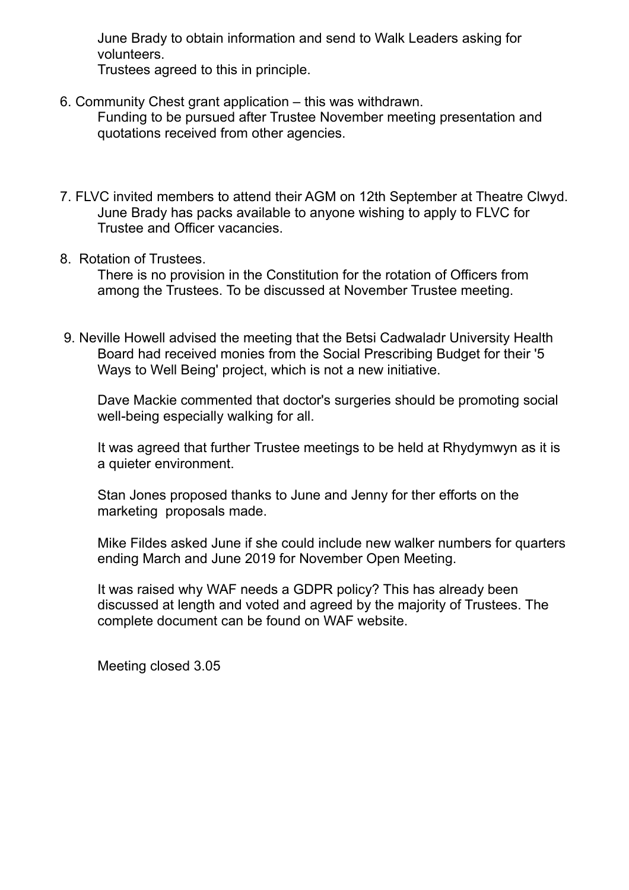June Brady to obtain information and send to Walk Leaders asking for volunteers.
Trustees agreed to this in principle.

6. Community Chest grant application – this was withdrawn.
   Funding to be pursued after Trustee November meeting presentation and quotations received from other agencies.

7. FLVC invited members to attend their AGM on 12th September at Theatre Clwyd.
   June Brady has packs available to anyone wishing to apply to FLVC for Trustee and Officer vacancies.

8. Rotation of Trustees.
   There is no provision in the Constitution for the rotation of Officers from among the Trustees. To be discussed at November Trustee meeting.

9. Neville Howell advised the meeting that the Betsi Cadwaladr University Health Board had received monies from the Social Prescribing Budget for their '5 Ways to Well Being' project, which is not a new initiative.

   Dave Mackie commented that doctor's surgeries should be promoting social well-being especially walking for all.

   It was agreed that further Trustee meetings to be held at Rhydymwyn as it is a quieter environment.

   Stan Jones proposed thanks to June and Jenny for ther efforts on the marketing proposals made.

   Mike Fildes asked June if she could include new walker numbers for quarters ending March and June 2019 for November Open Meeting.

   It was raised why WAF needs a GDPR policy? This has already been discussed at length and voted and agreed by the majority of Trustees. The complete document can be found on WAF website.

   Meeting closed 3.05